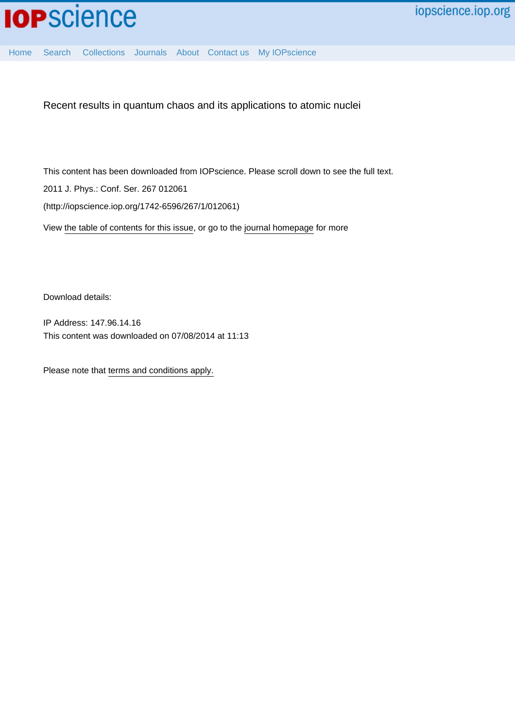Recent results in quantum chaos and its applications to atomic nuclei

This content has been downloaded from IOPscience. Please scroll down to see the full text.

2011 J. Phys.: Conf. Ser. 267 012061

(http://iopscience.iop.org/1742-6596/267/1/012061)

View the table of contents for this issue, or go to the journal homepage for more

Download details:

IP Address: 147.96.14.16

This content was downloaded on 07/08/2014 at 11:13

Please note that terms and conditions apply.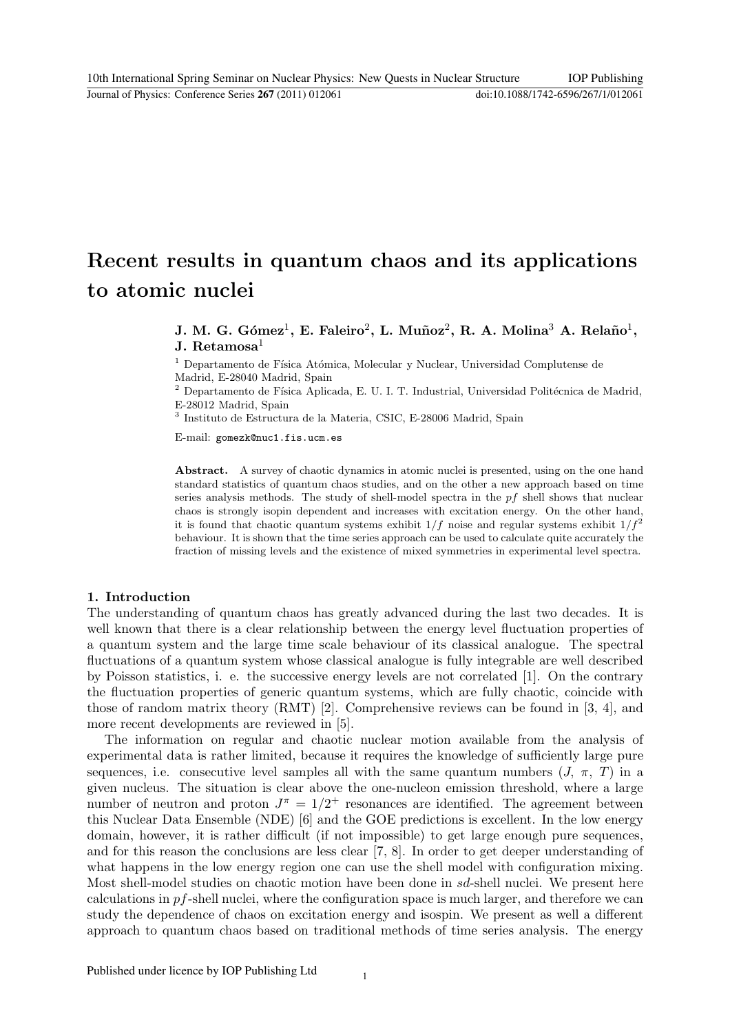# Recent results in quantum chaos and its applications to atomic nuclei

**J. M. G. Gómez**[1], **E. Faleiro**[2], **L. Muñoz**[2], **R. A. Molina**[3] **A. Relaño**[1], **J. Retamosa**[1]

[1] Departamento de Física Atómica, Molecular y Nuclear, Universidad Complutense de Madrid, E-28040 Madrid, Spain

[2] Departamento de Física Aplicada, E. U. I. T. Industrial, Universidad Politécnica de Madrid, E-28012 Madrid, Spain

[3] Instituto de Estructura de la Materia, CSIC, E-28006 Madrid, Spain

E-mail: `gomezk@nuc1.fis.ucm.es`

**Abstract.** A survey of chaotic dynamics in atomic nuclei is presented, using on the one hand standard statistics of quantum chaos studies, and on the other a new approach based on time series analysis methods. The study of shell-model spectra in the $pf$ shell shows that nuclear chaos is strongly isopin dependent and increases with excitation energy. On the other hand, it is found that chaotic quantum systems exhibit $1/f$ noise and regular systems exhibit $1/f^2$ behaviour. It is shown that the time series approach can be used to calculate quite accurately the fraction of missing levels and the existence of mixed symmetries in experimental level spectra.

## 1. Introduction

The understanding of quantum chaos has greatly advanced during the last two decades. It is well known that there is a clear relationship between the energy level fluctuation properties of a quantum system and the large time scale behaviour of its classical analogue. The spectral fluctuations of a quantum system whose classical analogue is fully integrable are well described by Poisson statistics, i. e. the successive energy levels are not correlated [1]. On the contrary the fluctuation properties of generic quantum systems, which are fully chaotic, coincide with those of random matrix theory (RMT) [2]. Comprehensive reviews can be found in [3, 4], and more recent developments are reviewed in [5].

The information on regular and chaotic nuclear motion available from the analysis of experimental data is rather limited, because it requires the knowledge of sufficiently large pure sequences, i.e. consecutive level samples all with the same quantum numbers ($J$, $\pi$, $T$) in a given nucleus. The situation is clear above the one-nucleon emission threshold, where a large number of neutron and proton $J^{\pi} = 1/2^{+}$ resonances are identified. The agreement between this Nuclear Data Ensemble (NDE) [6] and the GOE predictions is excellent. In the low energy domain, however, it is rather difficult (if not impossible) to get large enough pure sequences, and for this reason the conclusions are less clear [7, 8]. In order to get deeper understanding of what happens in the low energy region one can use the shell model with configuration mixing. Most shell-model studies on chaotic motion have been done in $sd$-shell nuclei. We present here calculations in $pf$-shell nuclei, where the configuration space is much larger, and therefore we can study the dependence of chaos on excitation energy and isospin. We present as well a different approach to quantum chaos based on traditional methods of time series analysis. The energy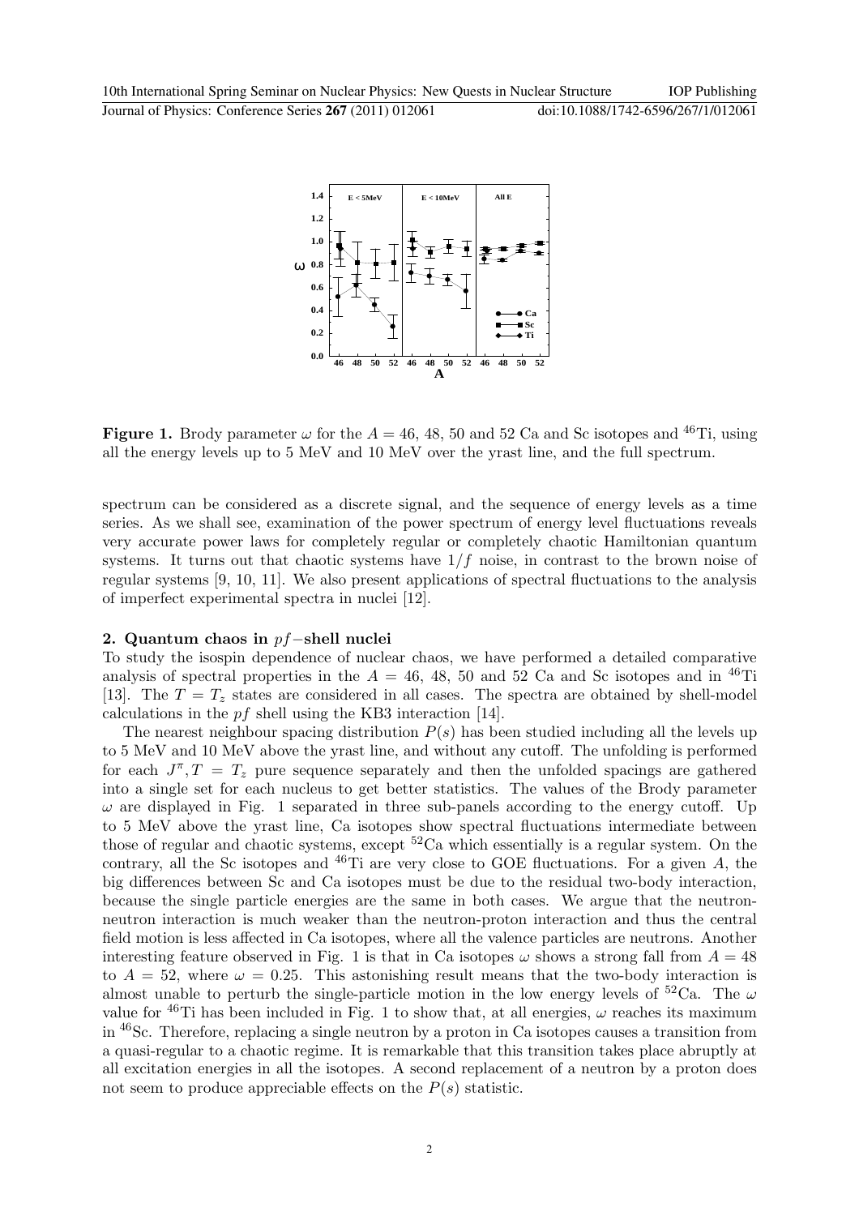**Figure 1.** Brody parameter $\omega$ for the $A = 46$, 48, 50 and 52 Ca and Sc isotopes and $^{46}$Ti, using all the energy levels up to 5 MeV and 10 MeV over the yrast line, and the full spectrum.

spectrum can be considered as a discrete signal, and the sequence of energy levels as a time series. As we shall see, examination of the power spectrum of energy level fluctuations reveals very accurate power laws for completely regular or completely chaotic Hamiltonian quantum systems. It turns out that chaotic systems have $1/f$ noise, in contrast to the brown noise of regular systems [9, 10, 11]. We also present applications of spectral fluctuations to the analysis of imperfect experimental spectra in nuclei [12].

## 2. Quantum chaos in $pf$−shell nuclei

To study the isospin dependence of nuclear chaos, we have performed a detailed comparative analysis of spectral properties in the $A = 46$, 48, 50 and 52 Ca and Sc isotopes and in $^{46}$Ti [13]. The $T = T_z$ states are considered in all cases. The spectra are obtained by shell-model calculations in the $pf$ shell using the KB3 interaction [14].

The nearest neighbour spacing distribution $P(s)$ has been studied including all the levels up to 5 MeV and 10 MeV above the yrast line, and without any cutoff. The unfolding is performed for each $J^\pi, T = T_z$ pure sequence separately and then the unfolded spacings are gathered into a single set for each nucleus to get better statistics. The values of the Brody parameter $\omega$ are displayed in Fig. 1 separated in three sub-panels according to the energy cutoff. Up to 5 MeV above the yrast line, Ca isotopes show spectral fluctuations intermediate between those of regular and chaotic systems, except $^{52}$Ca which essentially is a regular system. On the contrary, all the Sc isotopes and $^{46}$Ti are very close to GOE fluctuations. For a given $A$, the big differences between Sc and Ca isotopes must be due to the residual two-body interaction, because the single particle energies are the same in both cases. We argue that the neutron-neutron interaction is much weaker than the neutron-proton interaction and thus the central field motion is less affected in Ca isotopes, where all the valence particles are neutrons. Another interesting feature observed in Fig. 1 is that in Ca isotopes $\omega$ shows a strong fall from $A = 48$ to $A = 52$, where $\omega = 0.25$. This astonishing result means that the two-body interaction is almost unable to perturb the single-particle motion in the low energy levels of $^{52}$Ca. The $\omega$ value for $^{46}$Ti has been included in Fig. 1 to show that, at all energies, $\omega$ reaches its maximum in $^{46}$Sc. Therefore, replacing a single neutron by a proton in Ca isotopes causes a transition from a quasi-regular to a chaotic regime. It is remarkable that this transition takes place abruptly at all excitation energies in all the isotopes. A second replacement of a neutron by a proton does not seem to produce appreciable effects on the $P(s)$ statistic.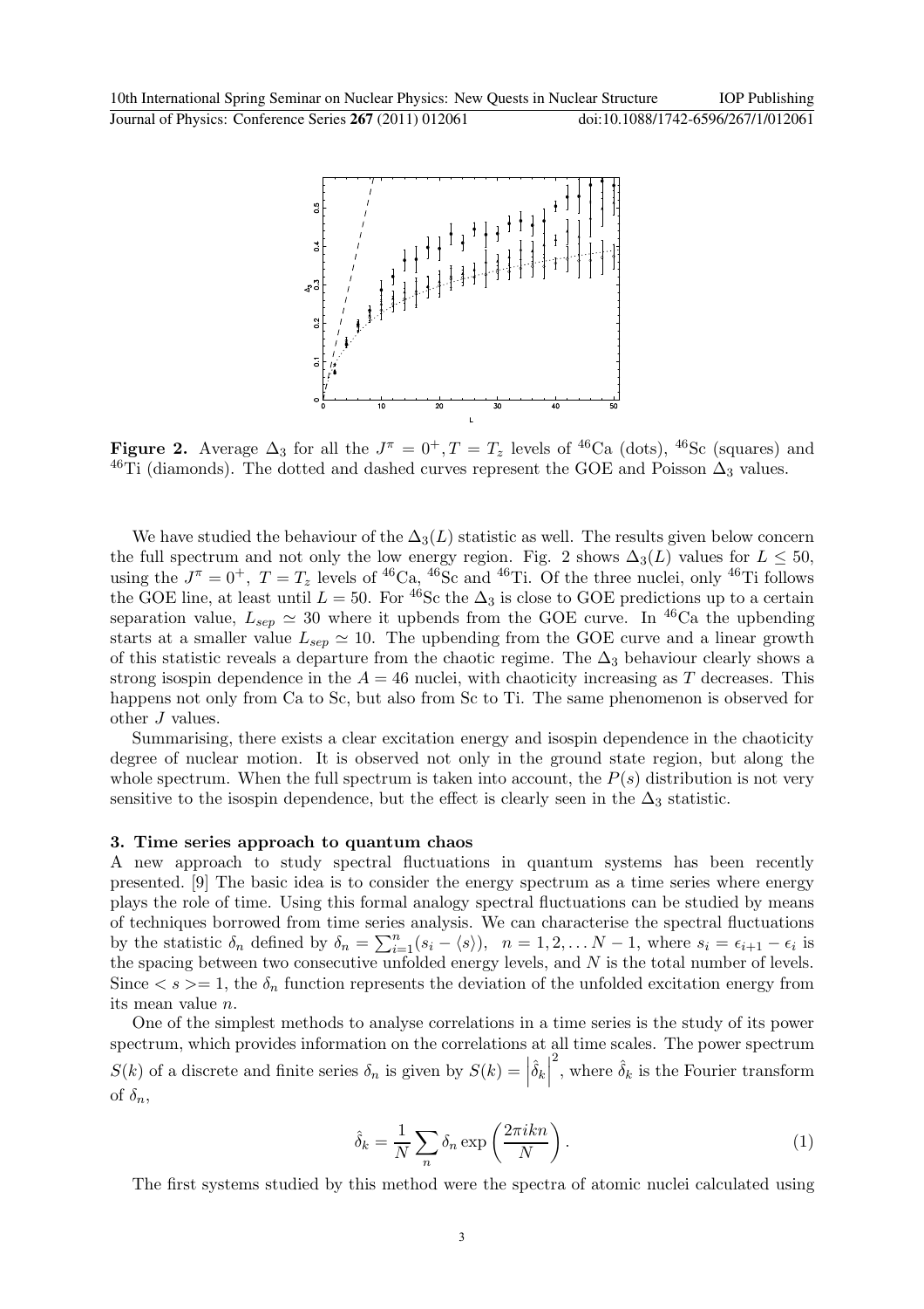**Figure 2.** Average $\Delta_3$ for all the $J^\pi = 0^+, T = T_z$ levels of $^{46}$Ca (dots), $^{46}$Sc (squares) and $^{46}$Ti (diamonds). The dotted and dashed curves represent the GOE and Poisson $\Delta_3$ values.

We have studied the behaviour of the $\Delta_3(L)$ statistic as well. The results given below concern the full spectrum and not only the low energy region. Fig. 2 shows $\Delta_3(L)$ values for $L \leq 50$, using the $J^\pi = 0^+$, $T = T_z$ levels of $^{46}$Ca, $^{46}$Sc and $^{46}$Ti. Of the three nuclei, only $^{46}$Ti follows the GOE line, at least until $L = 50$. For $^{46}$Sc the $\Delta_3$ is close to GOE predictions up to a certain separation value, $L_{sep} \simeq 30$ where it upbends from the GOE curve. In $^{46}$Ca the upbending starts at a smaller value $L_{sep} \simeq 10$. The upbending from the GOE curve and a linear growth of this statistic reveals a departure from the chaotic regime. The $\Delta_3$ behaviour clearly shows a strong isospin dependence in the $A = 46$ nuclei, with chaoticity increasing as $T$ decreases. This happens not only from Ca to Sc, but also from Sc to Ti. The same phenomenon is observed for other $J$ values.

Summarising, there exists a clear excitation energy and isospin dependence in the chaoticity degree of nuclear motion. It is observed not only in the ground state region, but along the whole spectrum. When the full spectrum is taken into account, the $P(s)$ distribution is not very sensitive to the isospin dependence, but the effect is clearly seen in the $\Delta_3$ statistic.

## 3. Time series approach to quantum chaos

A new approach to study spectral fluctuations in quantum systems has been recently presented. [9] The basic idea is to consider the energy spectrum as a time series where energy plays the role of time. Using this formal analogy spectral fluctuations can be studied by means of techniques borrowed from time series analysis. We can characterise the spectral fluctuations by the statistic $\delta_n$ defined by $\delta_n = \sum_{i=1}^{n}(s_i - \langle s \rangle)$, $n = 1, 2, \ldots N-1$, where $s_i = \epsilon_{i+1} - \epsilon_i$ is the spacing between two consecutive unfolded energy levels, and $N$ is the total number of levels. Since $< s >= 1$, the $\delta_n$ function represents the deviation of the unfolded excitation energy from its mean value $n$.

One of the simplest methods to analyse correlations in a time series is the study of its power spectrum, which provides information on the correlations at all time scales. The power spectrum $S(k)$ of a discrete and finite series $\delta_n$ is given by $S(k) = \left|\hat{\delta}_k\right|^2$, where $\hat{\delta}_k$ is the Fourier transform of $\delta_n$,

$$\hat{\delta}_k = \frac{1}{N} \sum_n \delta_n \exp\left(\frac{2\pi i k n}{N}\right). \tag{1}$$

The first systems studied by this method were the spectra of atomic nuclei calculated using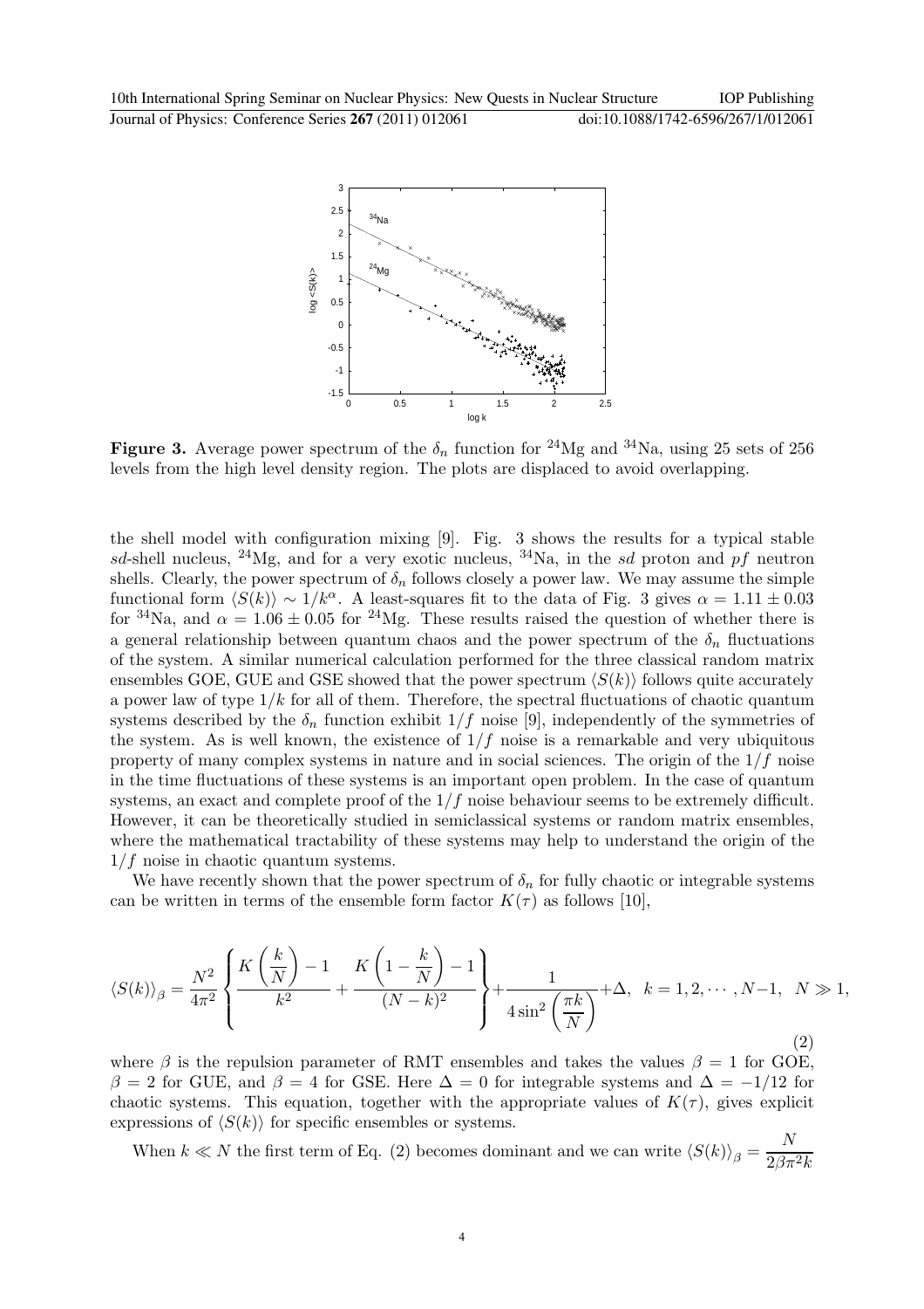**Figure 3.** Average power spectrum of the $\delta_n$ function for $^{24}$Mg and $^{34}$Na, using 25 sets of 256 levels from the high level density region. The plots are displaced to avoid overlapping.

the shell model with configuration mixing [9]. Fig. 3 shows the results for a typical stable *sd*-shell nucleus, $^{24}$Mg, and for a very exotic nucleus, $^{34}$Na, in the *sd* proton and *pf* neutron shells. Clearly, the power spectrum of $\delta_n$ follows closely a power law. We may assume the simple functional form $\langle S(k)\rangle \sim 1/k^{\alpha}$. A least-squares fit to the data of Fig. 3 gives $\alpha = 1.11 \pm 0.03$ for $^{34}$Na, and $\alpha = 1.06 \pm 0.05$ for $^{24}$Mg. These results raised the question of whether there is a general relationship between quantum chaos and the power spectrum of the $\delta_n$ fluctuations of the system. A similar numerical calculation performed for the three classical random matrix ensembles GOE, GUE and GSE showed that the power spectrum $\langle S(k)\rangle$ follows quite accurately a power law of type $1/k$ for all of them. Therefore, the spectral fluctuations of chaotic quantum systems described by the $\delta_n$ function exhibit $1/f$ noise [9], independently of the symmetries of the system. As is well known, the existence of $1/f$ noise is a remarkable and very ubiquitous property of many complex systems in nature and in social sciences. The origin of the $1/f$ noise in the time fluctuations of these systems is an important open problem. In the case of quantum systems, an exact and complete proof of the $1/f$ noise behaviour seems to be extremely difficult. However, it can be theoretically studied in semiclassical systems or random matrix ensembles, where the mathematical tractability of these systems may help to understand the origin of the $1/f$ noise in chaotic quantum systems.

We have recently shown that the power spectrum of $\delta_n$ for fully chaotic or integrable systems can be written in terms of the ensemble form factor $K(\tau)$ as follows [10],

$$\langle S(k)\rangle_\beta = \frac{N^2}{4\pi^2}\left\{\frac{K\left(\frac{k}{N}\right)-1}{k^2} + \frac{K\left(1-\frac{k}{N}\right)-1}{(N-k)^2}\right\} + \frac{1}{4\sin^2\left(\frac{\pi k}{N}\right)} + \Delta, \quad k = 1, 2, \cdots, N-1, \quad N \gg 1, \tag{2}$$

where $\beta$ is the repulsion parameter of RMT ensembles and takes the values $\beta = 1$ for GOE, $\beta = 2$ for GUE, and $\beta = 4$ for GSE. Here $\Delta = 0$ for integrable systems and $\Delta = -1/12$ for chaotic systems. This equation, together with the appropriate values of $K(\tau)$, gives explicit expressions of $\langle S(k)\rangle$ for specific ensembles or systems.

When $k \ll N$ the first term of Eq. (2) becomes dominant and we can write $\langle S(k)\rangle_\beta = \dfrac{N}{2\beta\pi^2 k}$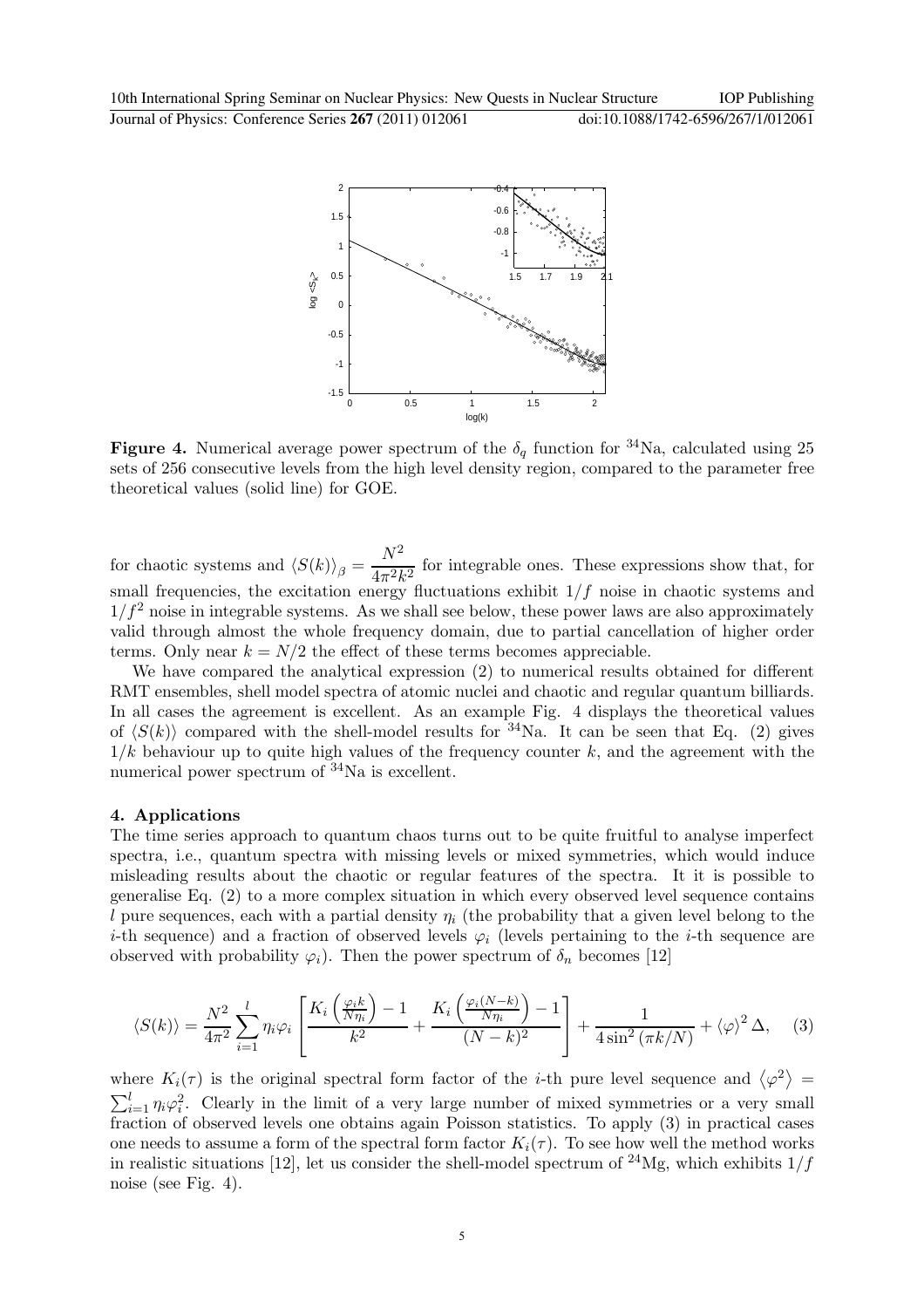**Figure 4.** Numerical average power spectrum of the $\delta_q$ function for $^{34}$Na, calculated using 25 sets of 256 consecutive levels from the high level density region, compared to the parameter free theoretical values (solid line) for GOE.

for chaotic systems and $\langle S(k)\rangle_\beta = \dfrac{N^2}{4\pi^2 k^2}$ for integrable ones. These expressions show that, for small frequencies, the excitation energy fluctuations exhibit $1/f$ noise in chaotic systems and $1/f^2$ noise in integrable systems. As we shall see below, these power laws are also approximately valid through almost the whole frequency domain, due to partial cancellation of higher order terms. Only near $k = N/2$ the effect of these terms becomes appreciable.

We have compared the analytical expression (2) to numerical results obtained for different RMT ensembles, shell model spectra of atomic nuclei and chaotic and regular quantum billiards. In all cases the agreement is excellent. As an example Fig. 4 displays the theoretical values of $\langle S(k)\rangle$ compared with the shell-model results for $^{34}$Na. It can be seen that Eq. (2) gives $1/k$ behaviour up to quite high values of the frequency counter $k$, and the agreement with the numerical power spectrum of $^{34}$Na is excellent.

## 4. Applications

The time series approach to quantum chaos turns out to be quite fruitful to analyse imperfect spectra, i.e., quantum spectra with missing levels or mixed symmetries, which would induce misleading results about the chaotic or regular features of the spectra. It it is possible to generalise Eq. (2) to a more complex situation in which every observed level sequence contains $l$ pure sequences, each with a partial density $\eta_i$ (the probability that a given level belong to the $i$-th sequence) and a fraction of observed levels $\varphi_i$ (levels pertaining to the $i$-th sequence are observed with probability $\varphi_i$). Then the power spectrum of $\delta_n$ becomes [12]

$$\langle S(k)\rangle = \frac{N^2}{4\pi^2}\sum_{i=1}^{l}\eta_i\varphi_i\left[\frac{K_i\left(\frac{\varphi_i k}{N\eta_i}\right)-1}{k^2}+\frac{K_i\left(\frac{\varphi_i (N-k)}{N\eta_i}\right)-1}{(N-k)^2}\right]+\frac{1}{4\sin^2(\pi k/N)}+\langle\varphi\rangle^2\Delta, \quad (3)$$

where $K_i(\tau)$ is the original spectral form factor of the $i$-th pure level sequence and $\langle\varphi^2\rangle = \sum_{i=1}^{l}\eta_i\varphi_i^2$. Clearly in the limit of a very large number of mixed symmetries or a very small fraction of observed levels one obtains again Poisson statistics. To apply (3) in practical cases one needs to assume a form of the spectral form factor $K_i(\tau)$. To see how well the method works in realistic situations [12], let us consider the shell-model spectrum of $^{24}$Mg, which exhibits $1/f$ noise (see Fig. 4).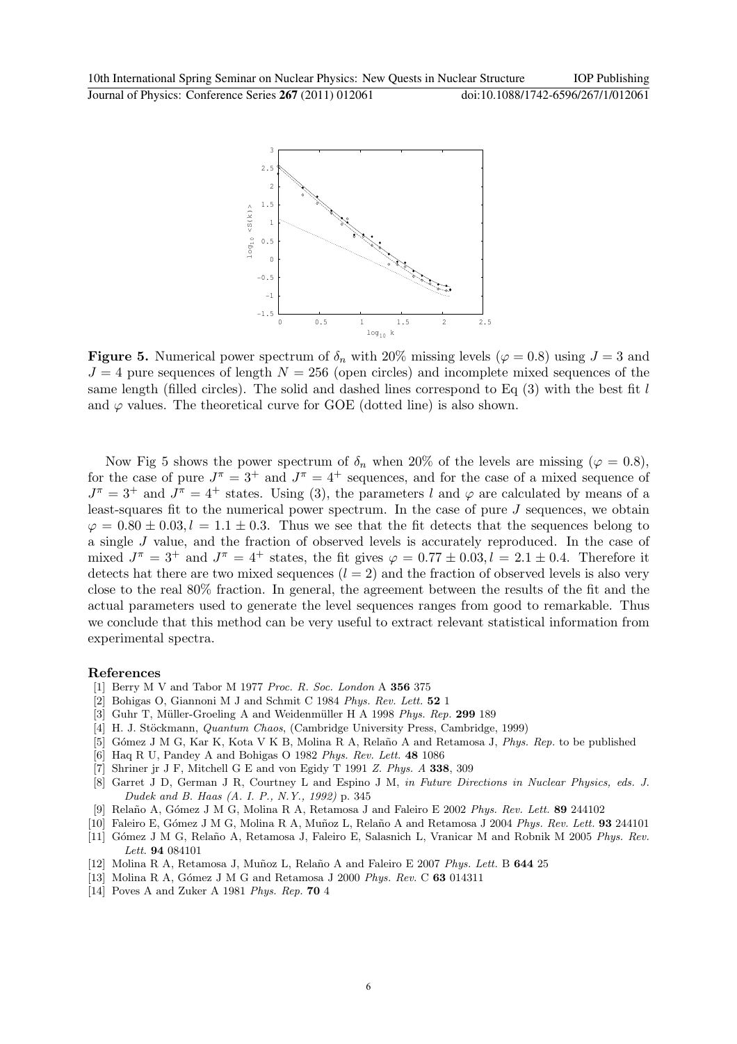3
2.5
2
1.5
1
0.5
0
−0.5
−1
−1.5

0 0.5 1 1.5 2 2.5

$\log_{10}$ <S(k)>

$\log_{10}$ k

**Figure 5.** Numerical power spectrum of $\delta_n$ with 20% missing levels ($\varphi = 0.8$) using $J = 3$ and $J = 4$ pure sequences of length $N = 256$ (open circles) and incomplete mixed sequences of the same length (filled circles). The solid and dashed lines correspond to Eq (3) with the best fit $l$ and $\varphi$ values. The theoretical curve for GOE (dotted line) is also shown.

Now Fig 5 shows the power spectrum of $\delta_n$ when 20% of the levels are missing ($\varphi = 0.8$), for the case of pure $J^\pi = 3^+$ and $J^\pi = 4^+$ sequences, and for the case of a mixed sequence of $J^\pi = 3^+$ and $J^\pi = 4^+$ states. Using (3), the parameters $l$ and $\varphi$ are calculated by means of a least-squares fit to the numerical power spectrum. In the case of pure $J$ sequences, we obtain $\varphi = 0.80 \pm 0.03, l = 1.1 \pm 0.3$. Thus we see that the fit detects that the sequences belong to a single $J$ value, and the fraction of observed levels is accurately reproduced. In the case of mixed $J^\pi = 3^+$ and $J^\pi = 4^+$ states, the fit gives $\varphi = 0.77 \pm 0.03, l = 2.1 \pm 0.4$. Therefore it detects hat there are two mixed sequences ($l = 2$) and the fraction of observed levels is also very close to the real 80% fraction. In general, the agreement between the results of the fit and the actual parameters used to generate the level sequences ranges from good to remarkable. Thus we conclude that this method can be very useful to extract relevant statistical information from experimental spectra.

## References

[1] Berry M V and Tabor M 1977 *Proc. R. Soc. London* A **356** 375

[2] Bohigas O, Giannoni M J and Schmit C 1984 *Phys. Rev. Lett.* **52** 1

[3] Guhr T, Müller-Groeling A and Weidenmüller H A 1998 *Phys. Rep.* **299** 189

[4] H. J. Stöckmann, *Quantum Chaos*, (Cambridge University Press, Cambridge, 1999)

[5] Gómez J M G, Kar K, Kota V K B, Molina R A, Relaño A and Retamosa J, *Phys. Rep.* to be published

[6] Haq R U, Pandey A and Bohigas O 1982 *Phys. Rev. Lett.* **48** 1086

[7] Shriner jr J F, Mitchell G E and von Egidy T 1991 *Z. Phys. A* **338**, 309

[8] Garret J D, German J R, Courtney L and Espino J M, *in Future Directions in Nuclear Physics, eds. J. Dudek and B. Haas (A. I. P., N.Y., 1992)* p. 345

[9] Relaño A, Gómez J M G, Molina R A, Retamosa J and Faleiro E 2002 *Phys. Rev. Lett.* **89** 244102

[10] Faleiro E, Gómez J M G, Molina R A, Muñoz L, Relaño A and Retamosa J 2004 *Phys. Rev. Lett.* **93** 244101

[11] Gómez J M G, Relaño A, Retamosa J, Faleiro E, Salasnich L, Vranicar M and Robnik M 2005 *Phys. Rev. Lett.* **94** 084101

[12] Molina R A, Retamosa J, Muñoz L, Relaño A and Faleiro E 2007 *Phys. Lett.* B **644** 25

[13] Molina R A, Gómez J M G and Retamosa J 2000 *Phys. Rev.* C **63** 014311

[14] Poves A and Zuker A 1981 *Phys. Rep.* **70** 4